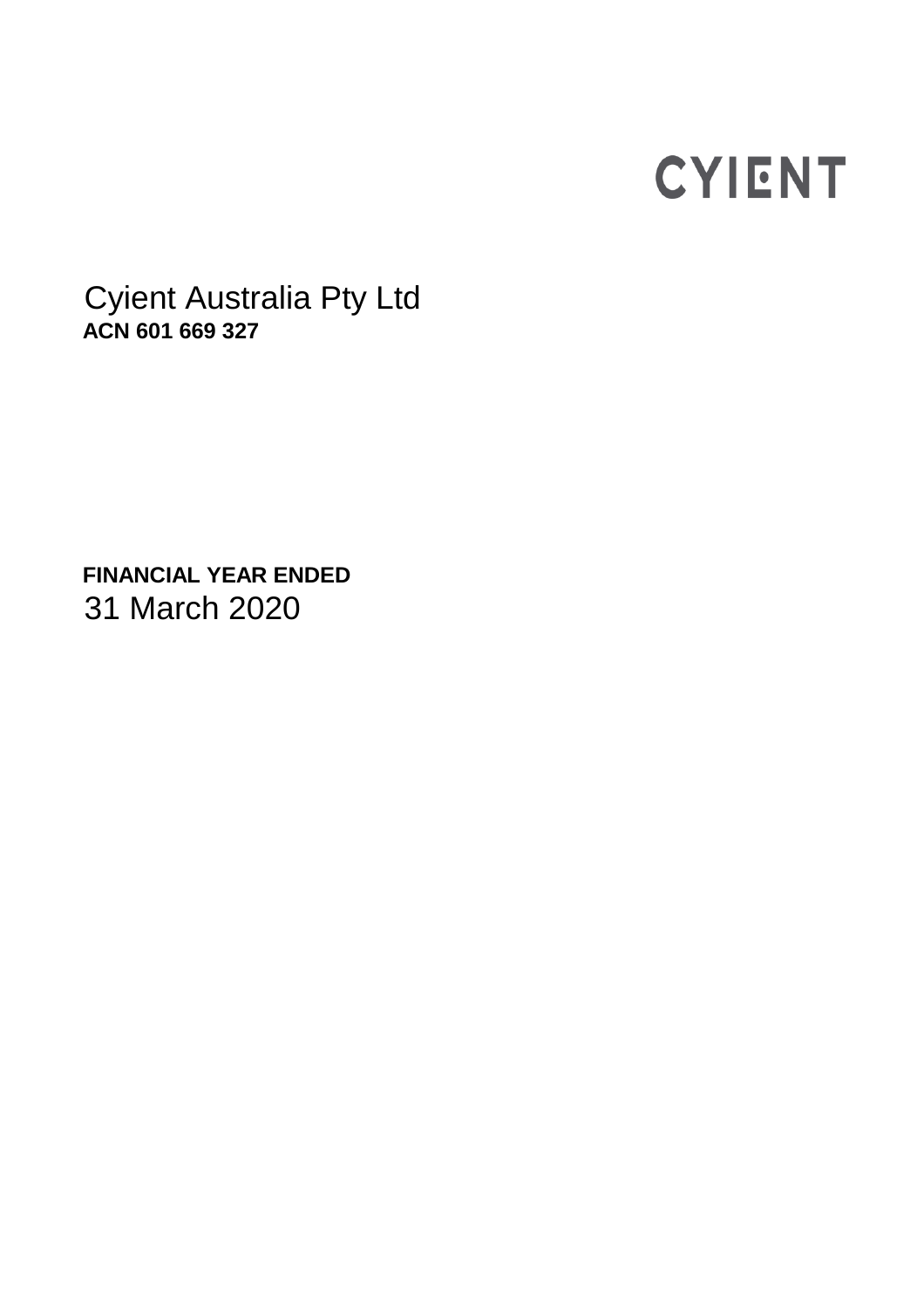CYIENT

# Cyient Australia Pty Ltd

**ACN 601 669 327**

**FINANCIAL YEAR ENDED**

31 March 2020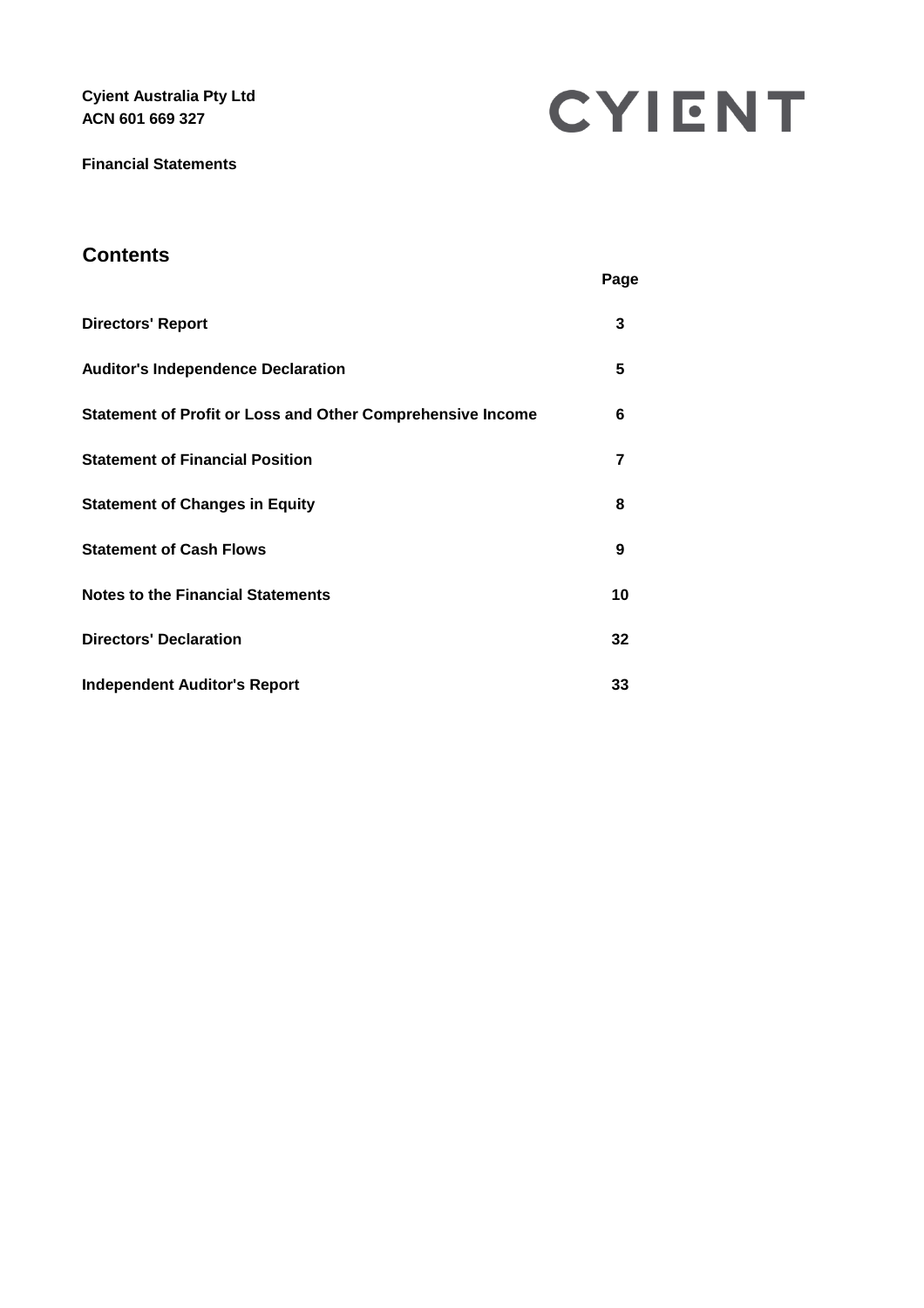**Cyient Australia Pty Ltd**
**ACN 601 669 327**

CYIENT

**Financial Statements**

## Contents

| | Page |
|---|---|
| **Directors' Report** | **3** |
| **Auditor's Independence Declaration** | **5** |
| **Statement of Profit or Loss and Other Comprehensive Income** | **6** |
| **Statement of Financial Position** | **7** |
| **Statement of Changes in Equity** | **8** |
| **Statement of Cash Flows** | **9** |
| **Notes to the Financial Statements** | **10** |
| **Directors' Declaration** | **32** |
| **Independent Auditor's Report** | **33** |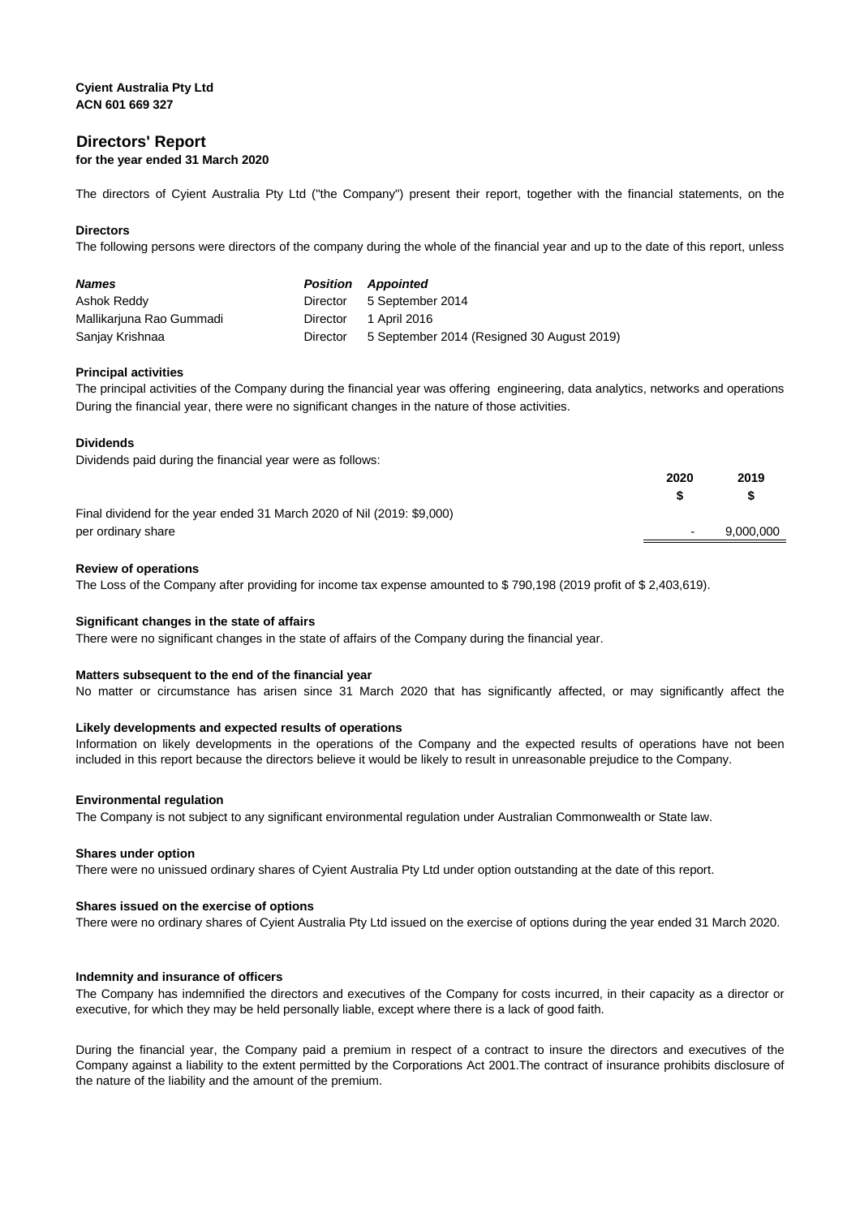**Cyient Australia Pty Ltd**
**ACN 601 669 327**

# Directors' Report

**for the year ended 31 March 2020**

The directors of Cyient Australia Pty Ltd ("the Company") present their report, together with the financial statements, on the

### Directors

The following persons were directors of the company during the whole of the financial year and up to the date of this report, unless

| ***Names*** | ***Position*** | ***Appointed*** |
|---|---|---|
| Ashok Reddy | Director | 5 September 2014 |
| Mallikarjuna Rao Gummadi | Director | 1 April 2016 |
| Sanjay Krishnaa | Director | 5 September 2014 (Resigned 30 August 2019) |

### Principal activities

The principal activities of the Company during the financial year was offering engineering, data analytics, networks and operations
During the financial year, there were no significant changes in the nature of those activities.

### Dividends

Dividends paid during the financial year were as follows:

| | 2020<br>$ | 2019<br>$ |
|---|---|---|
| Final dividend for the year ended 31 March 2020 of Nil (2019: $9,000) per ordinary share | - | 9,000,000 |

### Review of operations

The Loss of the Company after providing for income tax expense amounted to $ 790,198 (2019 profit of $ 2,403,619).

### Significant changes in the state of affairs

There were no significant changes in the state of affairs of the Company during the financial year.

### Matters subsequent to the end of the financial year

No matter or circumstance has arisen since 31 March 2020 that has significantly affected, or may significantly affect the

### Likely developments and expected results of operations

Information on likely developments in the operations of the Company and the expected results of operations have not been included in this report because the directors believe it would be likely to result in unreasonable prejudice to the Company.

### Environmental regulation

The Company is not subject to any significant environmental regulation under Australian Commonwealth or State law.

### Shares under option

There were no unissued ordinary shares of Cyient Australia Pty Ltd under option outstanding at the date of this report.

### Shares issued on the exercise of options

There were no ordinary shares of Cyient Australia Pty Ltd issued on the exercise of options during the year ended 31 March 2020.

### Indemnity and insurance of officers

The Company has indemnified the directors and executives of the Company for costs incurred, in their capacity as a director or executive, for which they may be held personally liable, except where there is a lack of good faith.

During the financial year, the Company paid a premium in respect of a contract to insure the directors and executives of the Company against a liability to the extent permitted by the Corporations Act 2001.The contract of insurance prohibits disclosure of the nature of the liability and the amount of the premium.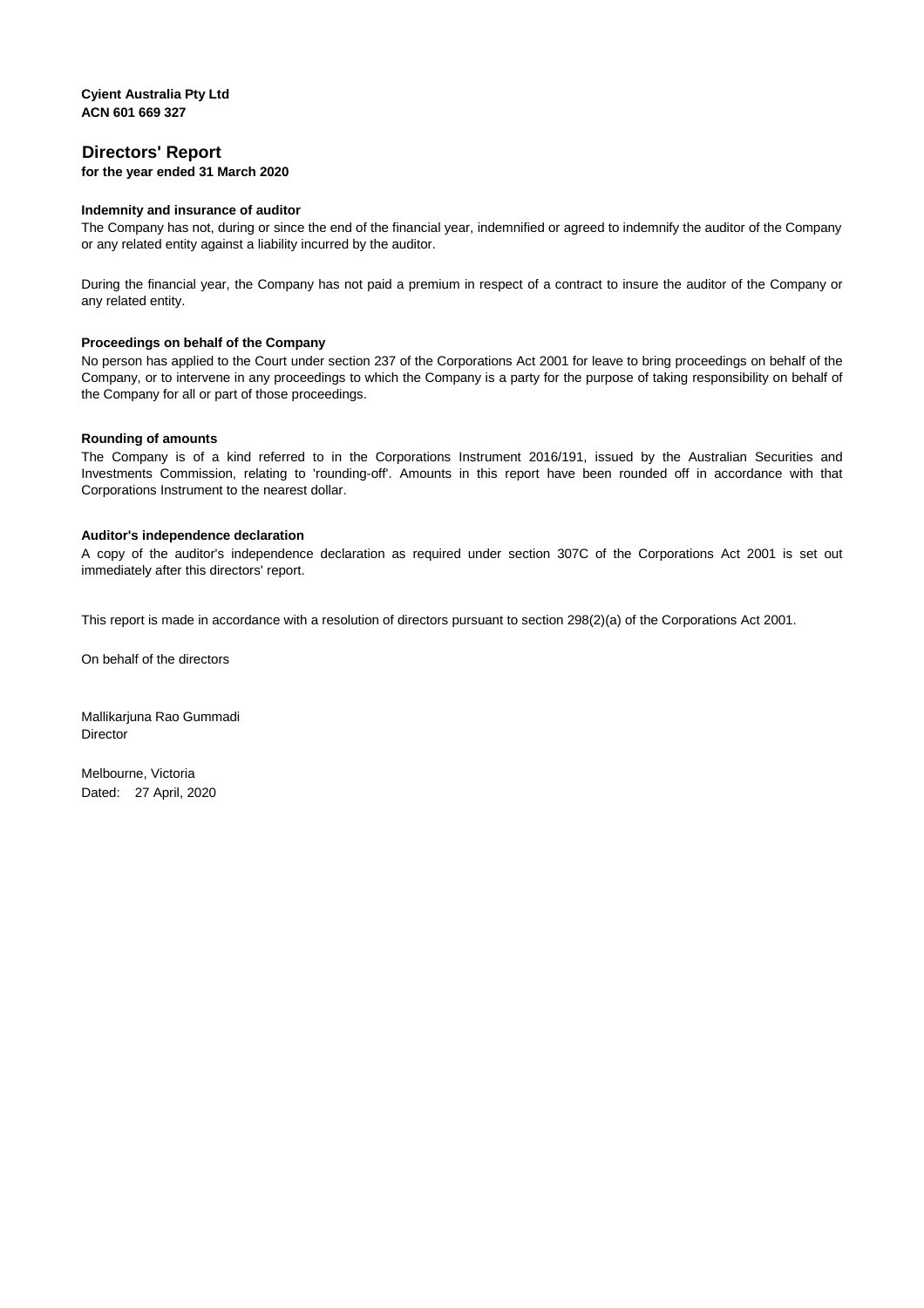**Cyient Australia Pty Ltd**
**ACN 601 669 327**

# Directors' Report

**for the year ended 31 March 2020**

### Indemnity and insurance of auditor

The Company has not, during or since the end of the financial year, indemnified or agreed to indemnify the auditor of the Company or any related entity against a liability incurred by the auditor.

During the financial year, the Company has not paid a premium in respect of a contract to insure the auditor of the Company or any related entity.

### Proceedings on behalf of the Company

No person has applied to the Court under section 237 of the Corporations Act 2001 for leave to bring proceedings on behalf of the Company, or to intervene in any proceedings to which the Company is a party for the purpose of taking responsibility on behalf of the Company for all or part of those proceedings.

### Rounding of amounts

The Company is of a kind referred to in the Corporations Instrument 2016/191, issued by the Australian Securities and Investments Commission, relating to 'rounding-off'. Amounts in this report have been rounded off in accordance with that Corporations Instrument to the nearest dollar.

### Auditor's independence declaration

A copy of the auditor's independence declaration as required under section 307C of the Corporations Act 2001 is set out immediately after this directors' report.

This report is made in accordance with a resolution of directors pursuant to section 298(2)(a) of the Corporations Act 2001.

On behalf of the directors

Mallikarjuna Rao Gummadi
Director

Melbourne, Victoria
Dated: 27 April, 2020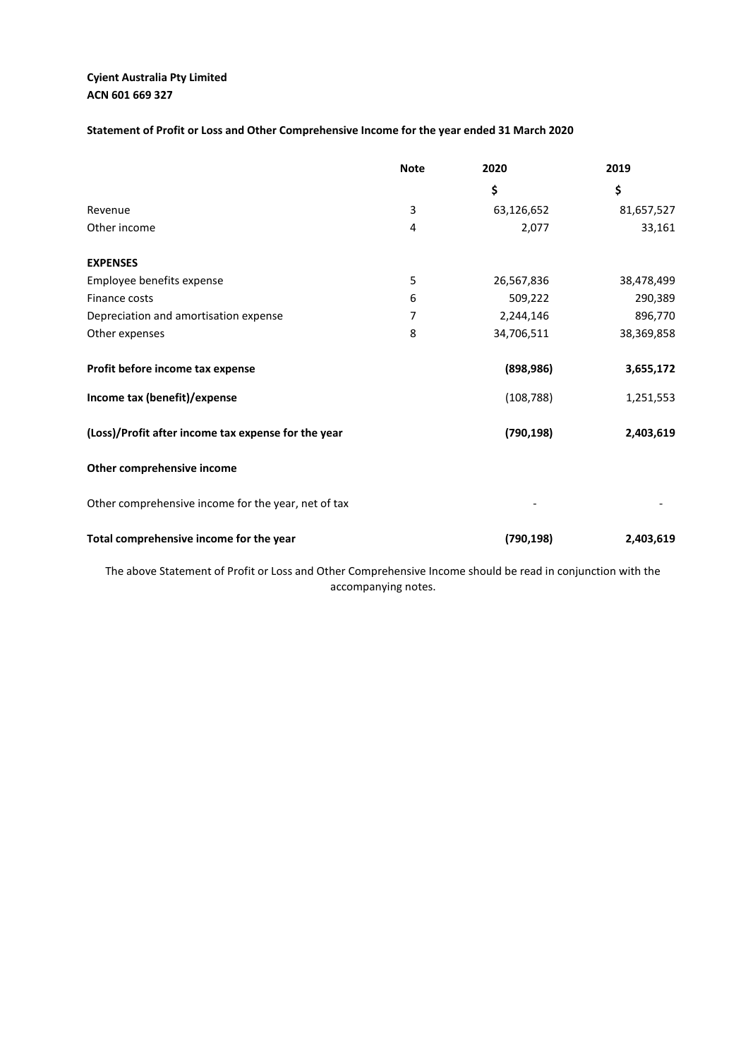**Cyient Australia Pty Limited**
**ACN 601 669 327**

**Statement of Profit or Loss and Other Comprehensive Income for the year ended 31 March 2020**

| | Note | 2020 | 2019 |
|---|---|---|---|
| | | $ | $ |
| Revenue | 3 | 63,126,652 | 81,657,527 |
| Other income | 4 | 2,077 | 33,161 |
| **EXPENSES** | | | |
| Employee benefits expense | 5 | 26,567,836 | 38,478,499 |
| Finance costs | 6 | 509,222 | 290,389 |
| Depreciation and amortisation expense | 7 | 2,244,146 | 896,770 |
| Other expenses | 8 | 34,706,511 | 38,369,858 |
| **Profit before income tax expense** | | **(898,986)** | **3,655,172** |
| **Income tax (benefit)/expense** | | (108,788) | 1,251,553 |
| **(Loss)/Profit after income tax expense for the year** | | **(790,198)** | **2,403,619** |
| **Other comprehensive income** | | | |
| Other comprehensive income for the year, net of tax | | - | - |
| **Total comprehensive income for the year** | | **(790,198)** | **2,403,619** |

The above Statement of Profit or Loss and Other Comprehensive Income should be read in conjunction with the accompanying notes.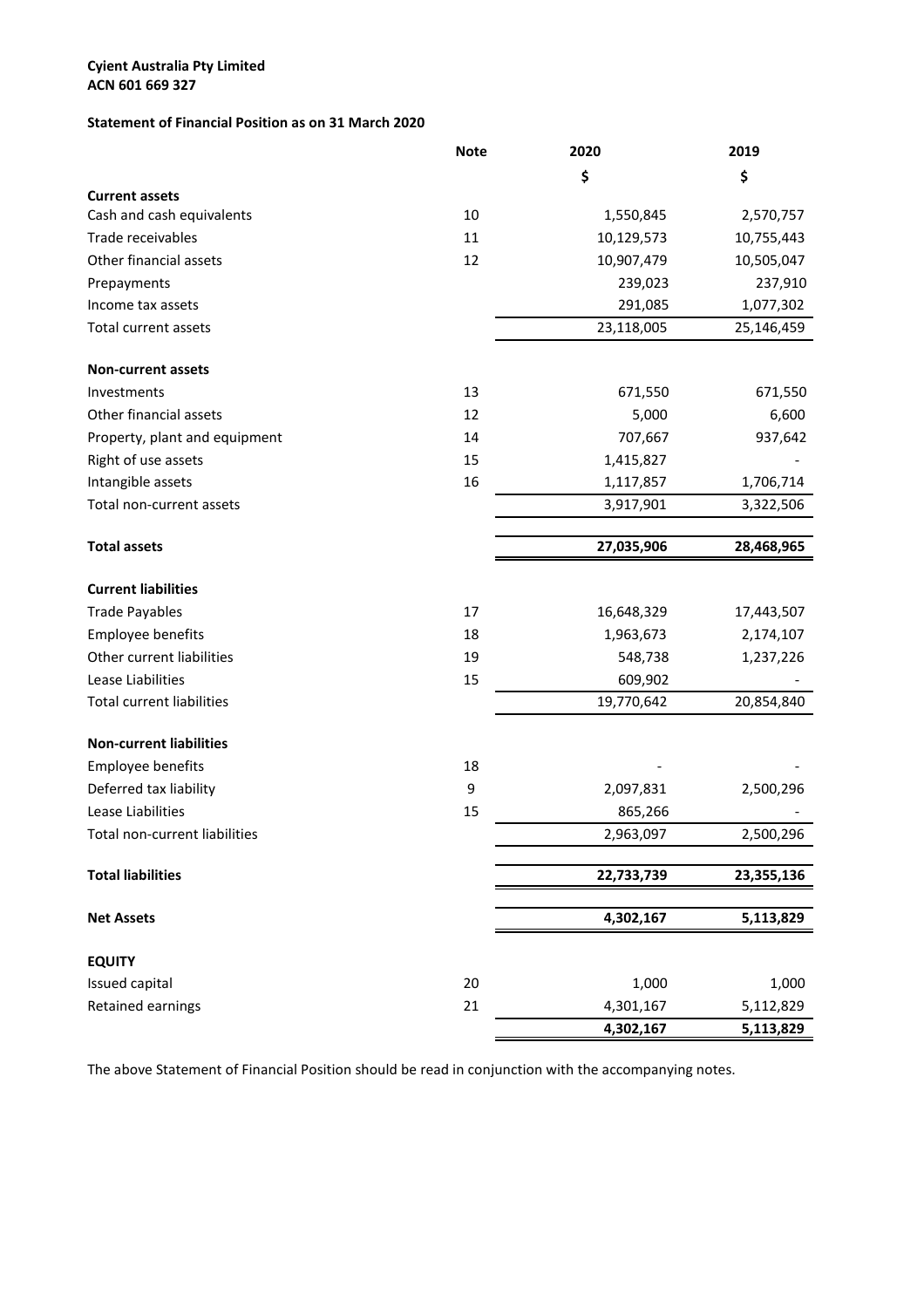**Cyient Australia Pty Limited**
**ACN 601 669 327**

**Statement of Financial Position as on 31 March 2020**

| | Note | 2020 | 2019 |
|---|---|---|---|
| | | $ | $ |
| **Current assets** | | | |
| Cash and cash equivalents | 10 | 1,550,845 | 2,570,757 |
| Trade receivables | 11 | 10,129,573 | 10,755,443 |
| Other financial assets | 12 | 10,907,479 | 10,505,047 |
| Prepayments | | 239,023 | 237,910 |
| Income tax assets | | 291,085 | 1,077,302 |
| Total current assets | | 23,118,005 | 25,146,459 |
| **Non-current assets** | | | |
| Investments | 13 | 671,550 | 671,550 |
| Other financial assets | 12 | 5,000 | 6,600 |
| Property, plant and equipment | 14 | 707,667 | 937,642 |
| Right of use assets | 15 | 1,415,827 | - |
| Intangible assets | 16 | 1,117,857 | 1,706,714 |
| Total non-current assets | | 3,917,901 | 3,322,506 |
| **Total assets** | | **27,035,906** | **28,468,965** |
| **Current liabilities** | | | |
| Trade Payables | 17 | 16,648,329 | 17,443,507 |
| Employee benefits | 18 | 1,963,673 | 2,174,107 |
| Other current liabilities | 19 | 548,738 | 1,237,226 |
| Lease Liabilities | 15 | 609,902 | - |
| Total current liabilities | | 19,770,642 | 20,854,840 |
| **Non-current liabilities** | | | |
| Employee benefits | 18 | - | - |
| Deferred tax liability | 9 | 2,097,831 | 2,500,296 |
| Lease Liabilities | 15 | 865,266 | - |
| Total non-current liabilities | | 2,963,097 | 2,500,296 |
| **Total liabilities** | | **22,733,739** | **23,355,136** |
| **Net Assets** | | **4,302,167** | **5,113,829** |
| **EQUITY** | | | |
| Issued capital | 20 | 1,000 | 1,000 |
| Retained earnings | 21 | 4,301,167 | 5,112,829 |
| | | **4,302,167** | **5,113,829** |

The above Statement of Financial Position should be read in conjunction with the accompanying notes.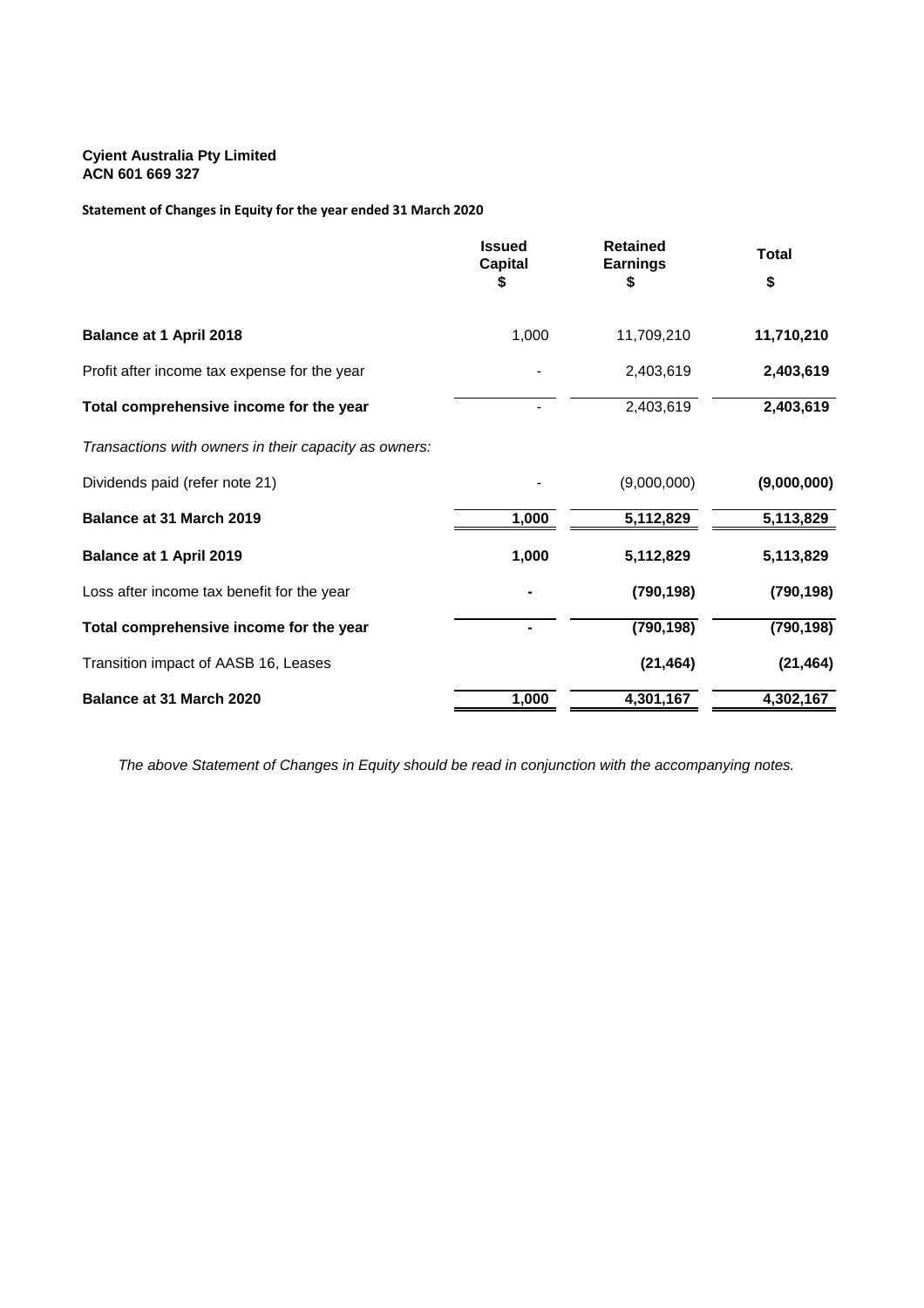**Cyient Australia Pty Limited**
**ACN 601 669 327**

**Statement of Changes in Equity for the year ended 31 March 2020**

| | Issued Capital<br>$ | Retained Earnings<br>$ | Total<br>$ |
|---|---|---|---|
| **Balance at 1 April 2018** | 1,000 | 11,709,210 | **11,710,210** |
| Profit after income tax expense for the year | - | 2,403,619 | **2,403,619** |
| **Total comprehensive income for the year** | - | 2,403,619 | **2,403,619** |
| *Transactions with owners in their capacity as owners:* | | | |
| Dividends paid (refer note 21) | - | (9,000,000) | **(9,000,000)** |
| **Balance at 31 March 2019** | **1,000** | **5,112,829** | **5,113,829** |
| **Balance at 1 April 2019** | **1,000** | **5,112,829** | **5,113,829** |
| Loss after income tax benefit for the year | **-** | **(790,198)** | **(790,198)** |
| **Total comprehensive income for the year** | **-** | **(790,198)** | **(790,198)** |
| Transition impact of AASB 16, Leases | | **(21,464)** | **(21,464)** |
| **Balance at 31 March 2020** | **1,000** | **4,301,167** | **4,302,167** |

*The above Statement of Changes in Equity should be read in conjunction with the accompanying notes.*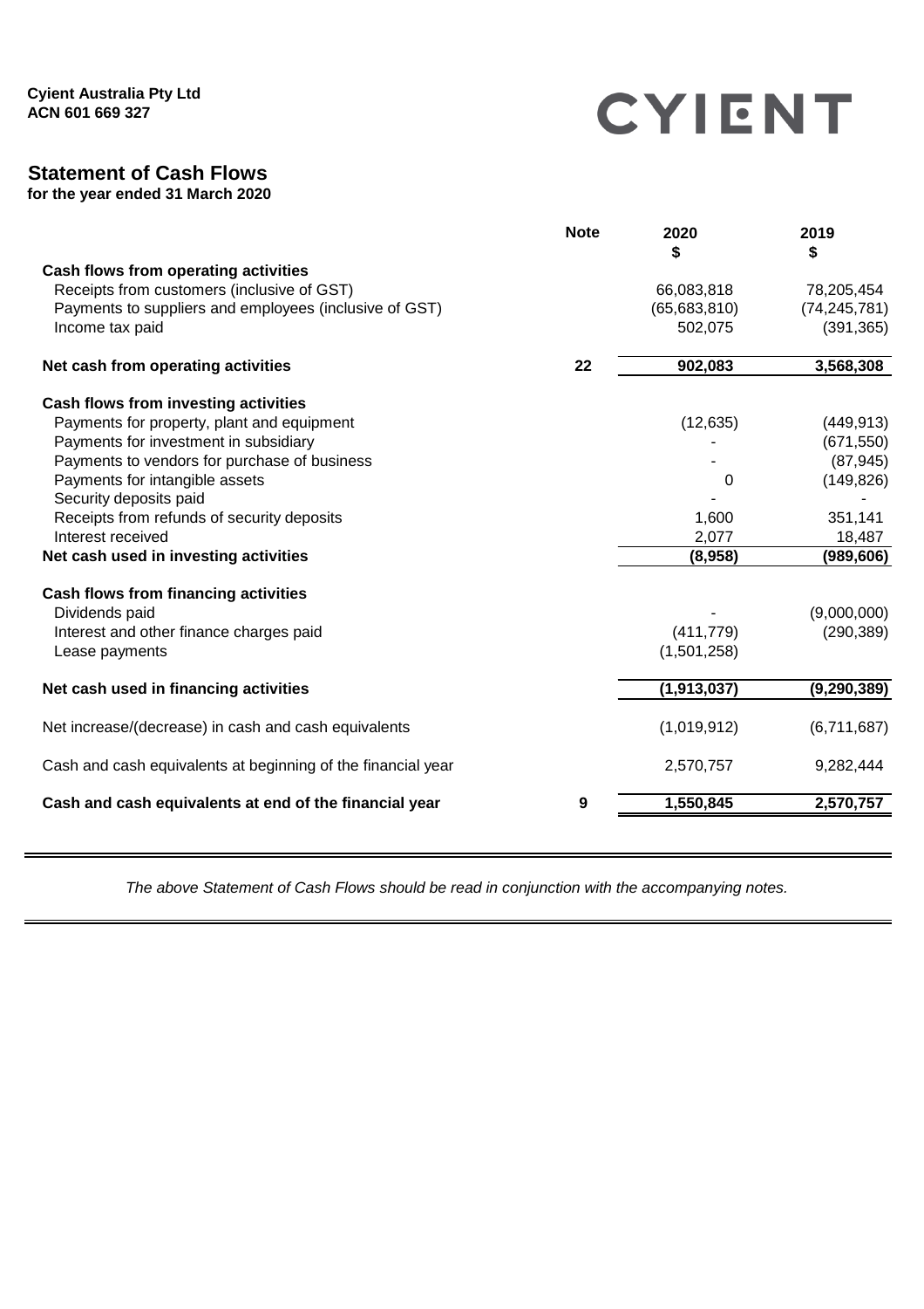**Cyient Australia Pty Ltd**
**ACN 601 669 327**

CYIENT

## Statement of Cash Flows

**for the year ended 31 March 2020**

| | Note | 2020<br>$ | 2019<br>$ |
|---|---|---|---|
| **Cash flows from operating activities** | | | |
| Receipts from customers (inclusive of GST) | | 66,083,818 | 78,205,454 |
| Payments to suppliers and employees (inclusive of GST) | | (65,683,810) | (74,245,781) |
| Income tax paid | | 502,075 | (391,365) |
| **Net cash from operating activities** | **22** | **902,083** | **3,568,308** |
| **Cash flows from investing activities** | | | |
| Payments for property, plant and equipment | | (12,635) | (449,913) |
| Payments for investment in subsidiary | | - | (671,550) |
| Payments to vendors for purchase of business | | - | (87,945) |
| Payments for intangible assets | | 0 | (149,826) |
| Security deposits paid | | - | - |
| Receipts from refunds of security deposits | | 1,600 | 351,141 |
| Interest received | | 2,077 | 18,487 |
| **Net cash used in investing activities** | | **(8,958)** | **(989,606)** |
| **Cash flows from financing activities** | | | |
| Dividends paid | | - | (9,000,000) |
| Interest and other finance charges paid | | (411,779) | (290,389) |
| Lease payments | | (1,501,258) | |
| **Net cash used in financing activities** | | **(1,913,037)** | **(9,290,389)** |
| Net increase/(decrease) in cash and cash equivalents | | (1,019,912) | (6,711,687) |
| Cash and cash equivalents at beginning of the financial year | | 2,570,757 | 9,282,444 |
| **Cash and cash equivalents at end of the financial year** | **9** | **1,550,845** | **2,570,757** |

*The above Statement of Cash Flows should be read in conjunction with the accompanying notes.*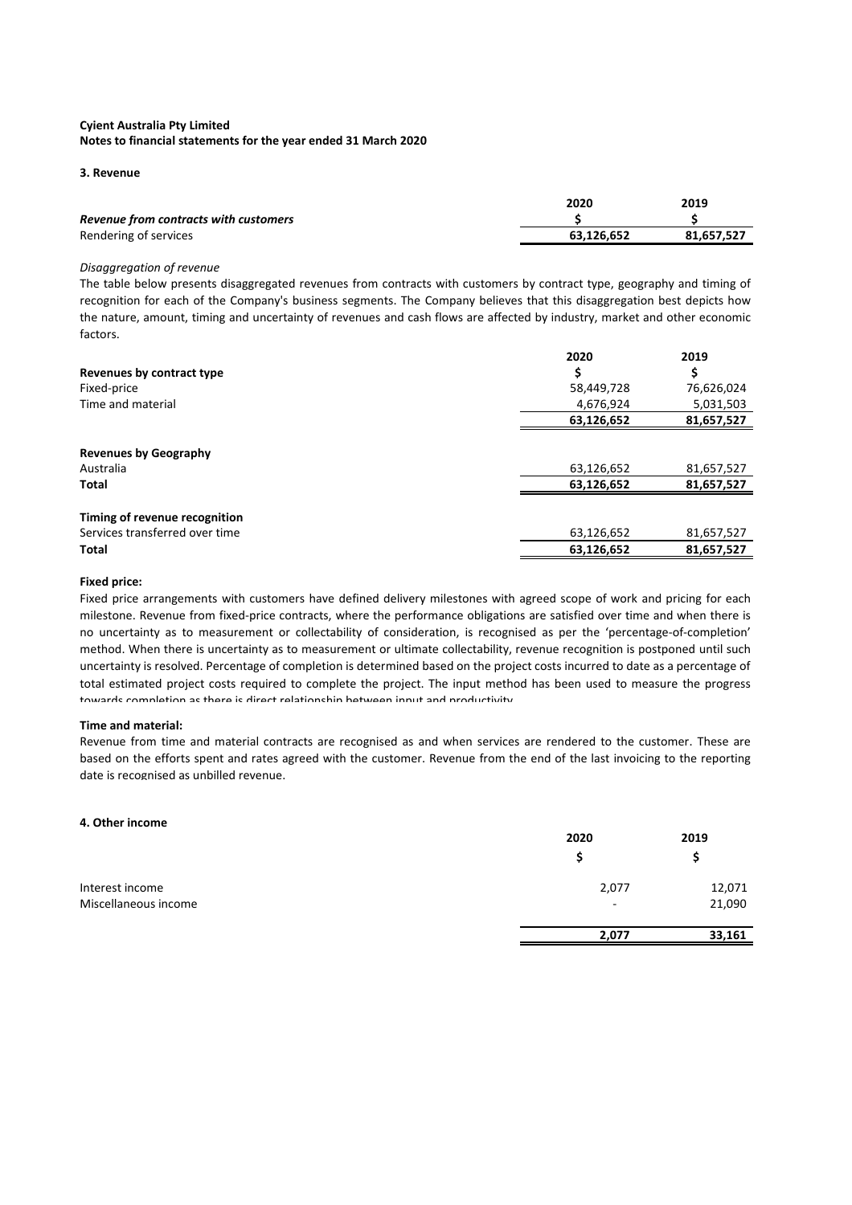**Cyient Australia Pty Limited**
**Notes to financial statements for the year ended 31 March 2020**

### 3. Revenue

| | 2020 | 2019 |
|---|---|---|
| ***Revenue from contracts with customers*** | **$** | **$** |
| Rendering of services | **63,126,652** | **81,657,527** |

*Disaggregation of revenue*

The table below presents disaggregated revenues from contracts with customers by contract type, geography and timing of recognition for each of the Company's business segments. The Company believes that this disaggregation best depicts how the nature, amount, timing and uncertainty of revenues and cash flows are affected by industry, market and other economic factors.

| | 2020 | 2019 |
|---|---|---|
| **Revenues by contract type** | **$** | **$** |
| Fixed-price | 58,449,728 | 76,626,024 |
| Time and material | 4,676,924 | 5,031,503 |
| | **63,126,652** | **81,657,527** |
| **Revenues by Geography** | | |
| Australia | 63,126,652 | 81,657,527 |
| **Total** | **63,126,652** | **81,657,527** |
| **Timing of revenue recognition** | | |
| Services transferred over time | 63,126,652 | 81,657,527 |
| **Total** | **63,126,652** | **81,657,527** |

**Fixed price:**

Fixed price arrangements with customers have defined delivery milestones with agreed scope of work and pricing for each milestone. Revenue from fixed-price contracts, where the performance obligations are satisfied over time and when there is no uncertainty as to measurement or collectability of consideration, is recognised as per the 'percentage-of-completion' method. When there is uncertainty as to measurement or ultimate collectability, revenue recognition is postponed until such uncertainty is resolved. Percentage of completion is determined based on the project costs incurred to date as a percentage of total estimated project costs required to complete the project. The input method has been used to measure the progress towards completion as there is direct relationship between input and productivity.

**Time and material:**

Revenue from time and material contracts are recognised as and when services are rendered to the customer. These are based on the efforts spent and rates agreed with the customer. Revenue from the end of the last invoicing to the reporting date is recognised as unbilled revenue.

### 4. Other income

| | 2020 | 2019 |
|---|---|---|
| | **$** | **$** |
| Interest income | 2,077 | 12,071 |
| Miscellaneous income | - | 21,090 |
| | **2,077** | **33,161** |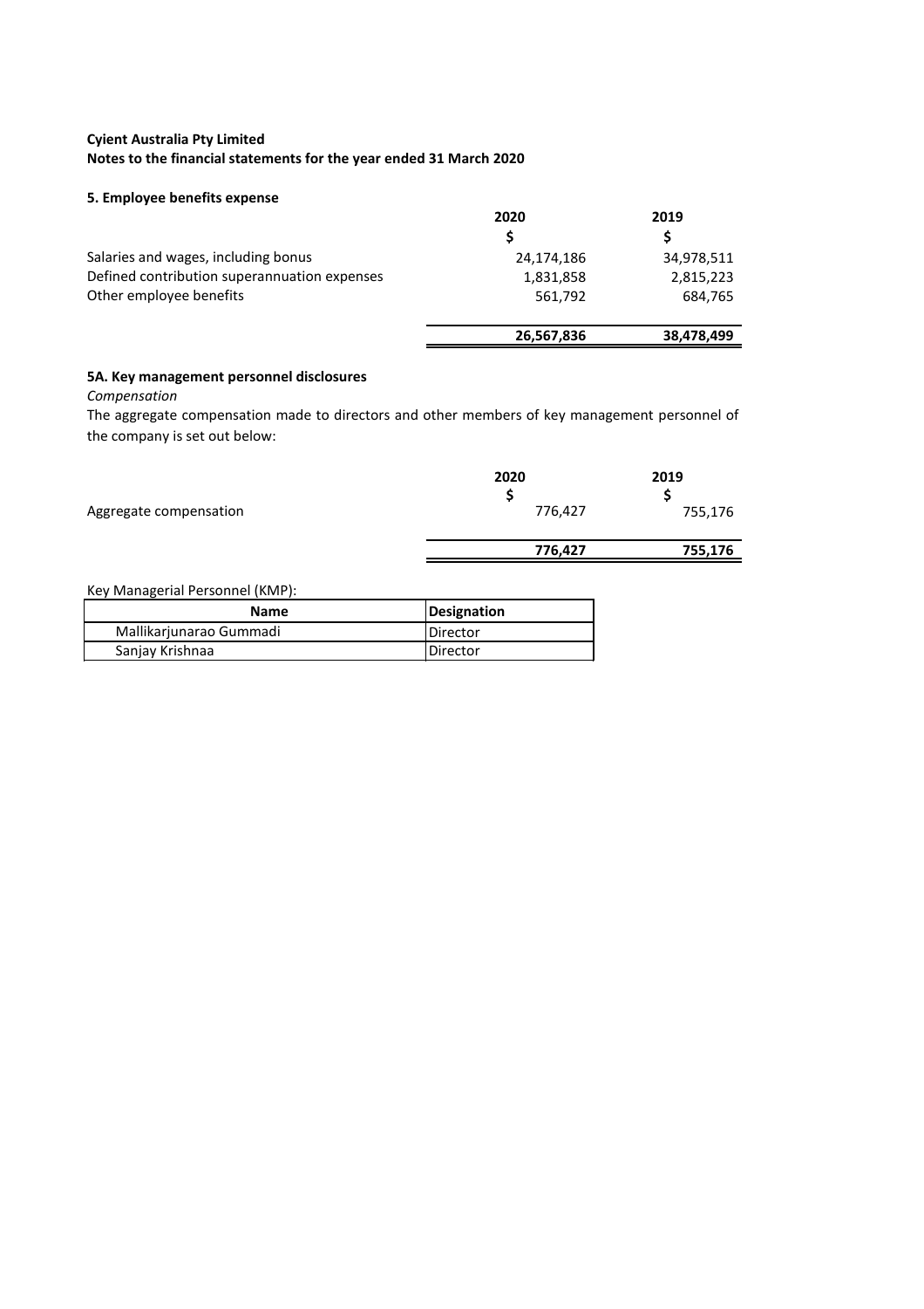**Cyient Australia Pty Limited**
**Notes to the financial statements for the year ended 31 March 2020**

### 5. Employee benefits expense

| | 2020 | 2019 |
|---|---|---|
| | $ | $ |
| Salaries and wages, including bonus | 24,174,186 | 34,978,511 |
| Defined contribution superannuation expenses | 1,831,858 | 2,815,223 |
| Other employee benefits | 561,792 | 684,765 |
| | **26,567,836** | **38,478,499** |

### 5A. Key management personnel disclosures

*Compensation*

The aggregate compensation made to directors and other members of key management personnel of the company is set out below:

| | 2020 | 2019 |
|---|---|---|
| | $ | $ |
| Aggregate compensation | 776,427 | 755,176 |
| | **776,427** | **755,176** |

Key Managerial Personnel (KMP):

| Name | Designation |
|---|---|
| Mallikarjunarao Gummadi | Director |
| Sanjay Krishnaa | Director |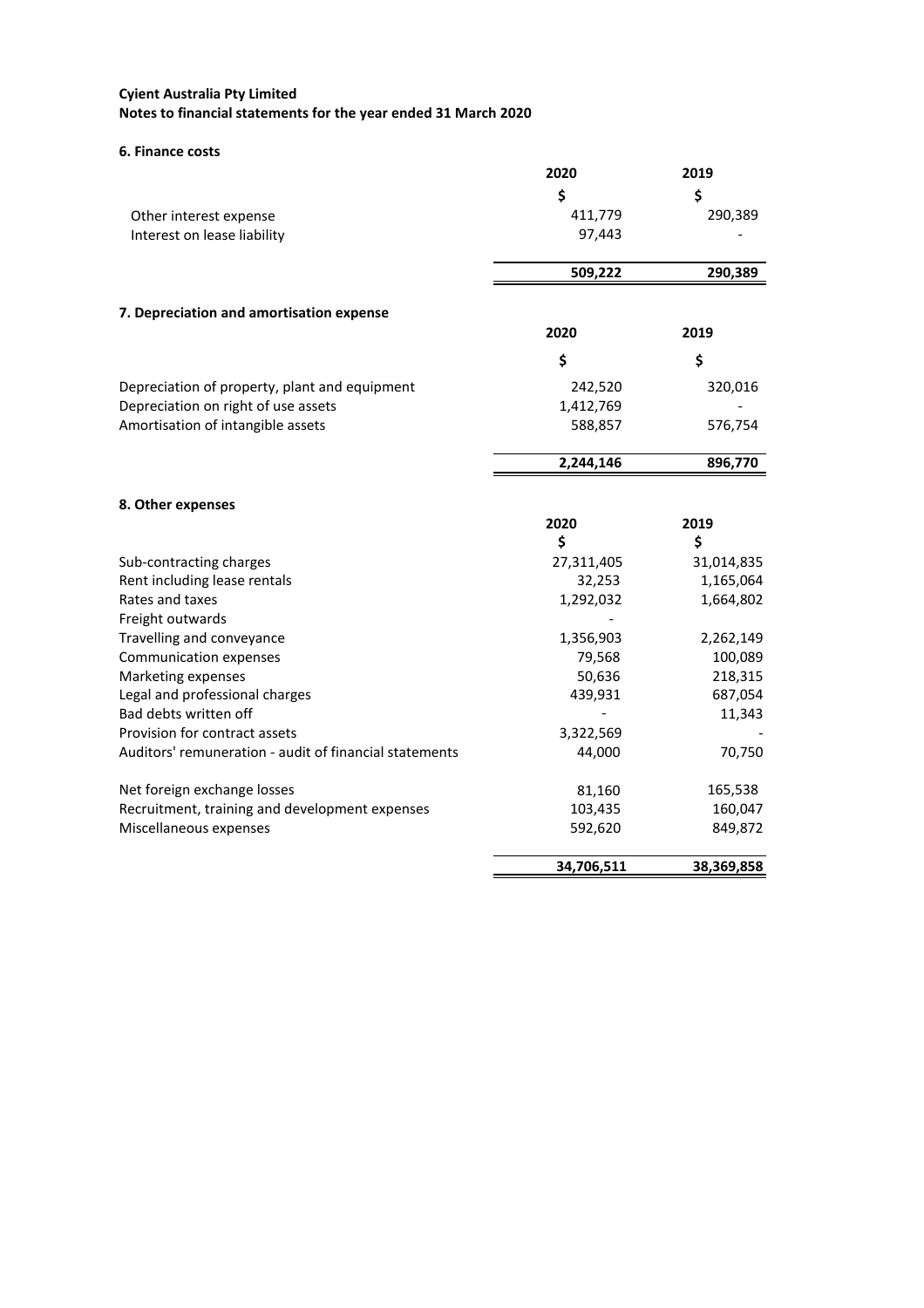**Cyient Australia Pty Limited**
**Notes to financial statements for the year ended 31 March 2020**

### 6. Finance costs

| | 2020 | 2019 |
|---|---|---|
| | $ | $ |
| Other interest expense | 411,779 | 290,389 |
| Interest on lease liability | 97,443 | - |
| | **509,222** | **290,389** |

### 7. Depreciation and amortisation expense

| | 2020 | 2019 |
|---|---|---|
| | $ | $ |
| Depreciation of property, plant and equipment | 242,520 | 320,016 |
| Depreciation on right of use assets | 1,412,769 | - |
| Amortisation of intangible assets | 588,857 | 576,754 |
| | **2,244,146** | **896,770** |

### 8. Other expenses

| | 2020 | 2019 |
|---|---|---|
| | $ | $ |
| Sub-contracting charges | 27,311,405 | 31,014,835 |
| Rent including lease rentals | 32,253 | 1,165,064 |
| Rates and taxes | 1,292,032 | 1,664,802 |
| Freight outwards | - | |
| Travelling and conveyance | 1,356,903 | 2,262,149 |
| Communication expenses | 79,568 | 100,089 |
| Marketing expenses | 50,636 | 218,315 |
| Legal and professional charges | 439,931 | 687,054 |
| Bad debts written off | - | 11,343 |
| Provision for contract assets | 3,322,569 | - |
| Auditors' remuneration - audit of financial statements | 44,000 | 70,750 |
| Net foreign exchange losses | 81,160 | 165,538 |
| Recruitment, training and development expenses | 103,435 | 160,047 |
| Miscellaneous expenses | 592,620 | 849,872 |
| | **34,706,511** | **38,369,858** |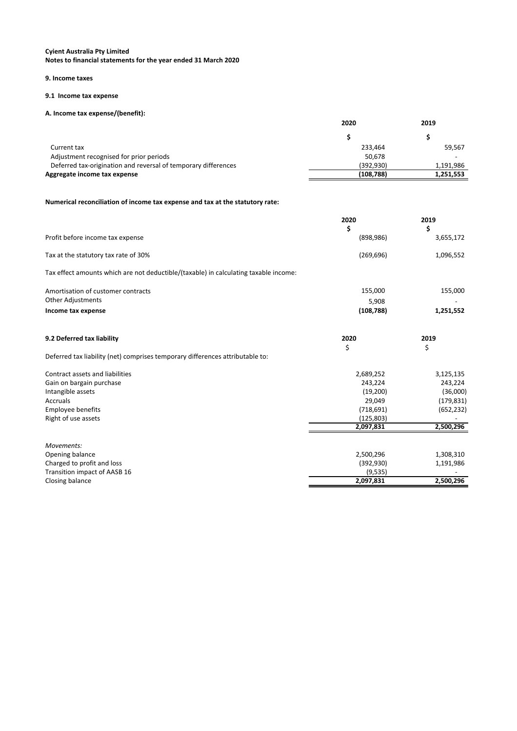**Cyient Australia Pty Limited**
**Notes to financial statements for the year ended 31 March 2020**

## 9. Income taxes

### 9.1 Income tax expense

**A. Income tax expense/(benefit):**

| | 2020 | 2019 |
|---|---|---|
| | $ | $ |
| Current tax | 233,464 | 59,567 |
| Adjustment recognised for prior periods | 50,678 | - |
| Deferred tax-origination and reversal of temporary differences | (392,930) | 1,191,986 |
| **Aggregate income tax expense** | **(108,788)** | **1,251,553** |

**Numerical reconciliation of income tax expense and tax at the statutory rate:**

| | 2020 | 2019 |
|---|---|---|
| | $ | $ |
| Profit before income tax expense | (898,986) | 3,655,172 |
| Tax at the statutory tax rate of 30% | (269,696) | 1,096,552 |
| Tax effect amounts which are not deductible/(taxable) in calculating taxable income: | | |
| Amortisation of customer contracts | 155,000 | 155,000 |
| Other Adjustments | 5,908 | - |
| **Income tax expense** | **(108,788)** | **1,251,552** |

### 9.2 Deferred tax liability

| | 2020 | 2019 |
|---|---|---|
| | $ | $ |
| Deferred tax liability (net) comprises temporary differences attributable to: | | |
| Contract assets and liabilities | 2,689,252 | 3,125,135 |
| Gain on bargain purchase | 243,224 | 243,224 |
| Intangible assets | (19,200) | (36,000) |
| Accruals | 29,049 | (179,831) |
| Employee benefits | (718,691) | (652,232) |
| Right of use assets | (125,803) | - |
| | **2,097,831** | **2,500,296** |
| *Movements:* | | |
| Opening balance | 2,500,296 | 1,308,310 |
| Charged to profit and loss | (392,930) | 1,191,986 |
| Transition impact of AASB 16 | (9,535) | - |
| Closing balance | **2,097,831** | **2,500,296** |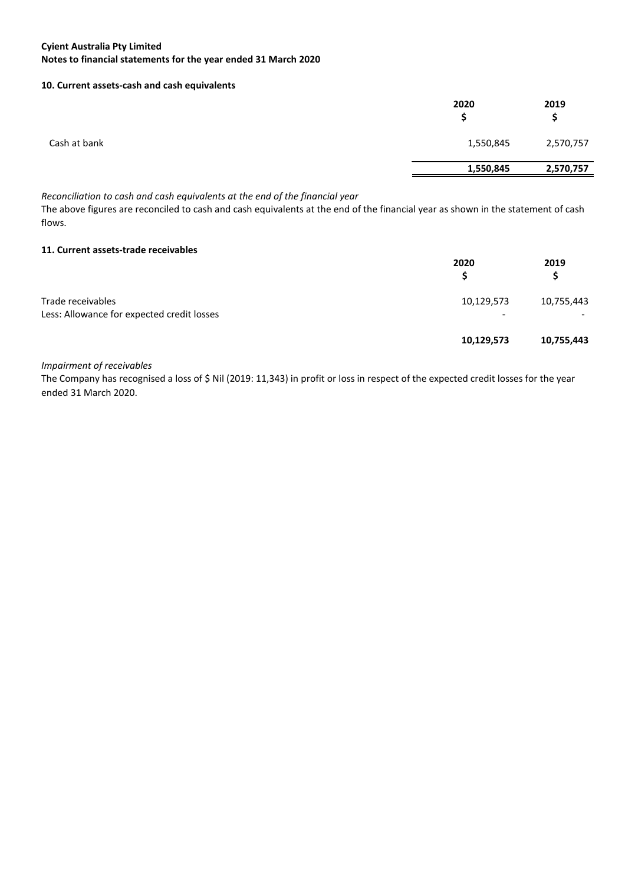**Cyient Australia Pty Limited**
**Notes to financial statements for the year ended 31 March 2020**

### 10. Current assets-cash and cash equivalents

| | 2020<br>$ | 2019<br>$ |
|---|---|---|
| Cash at bank | 1,550,845 | 2,570,757 |
| | **1,550,845** | **2,570,757** |

*Reconciliation to cash and cash equivalents at the end of the financial year*

The above figures are reconciled to cash and cash equivalents at the end of the financial year as shown in the statement of cash flows.

### 11. Current assets-trade receivables

| | 2020<br>$ | 2019<br>$ |
|---|---|---|
| Trade receivables | 10,129,573 | 10,755,443 |
| Less: Allowance for expected credit losses | - | - |
| | **10,129,573** | **10,755,443** |

*Impairment of receivables*

The Company has recognised a loss of $ Nil (2019: 11,343) in profit or loss in respect of the expected credit losses for the year ended 31 March 2020.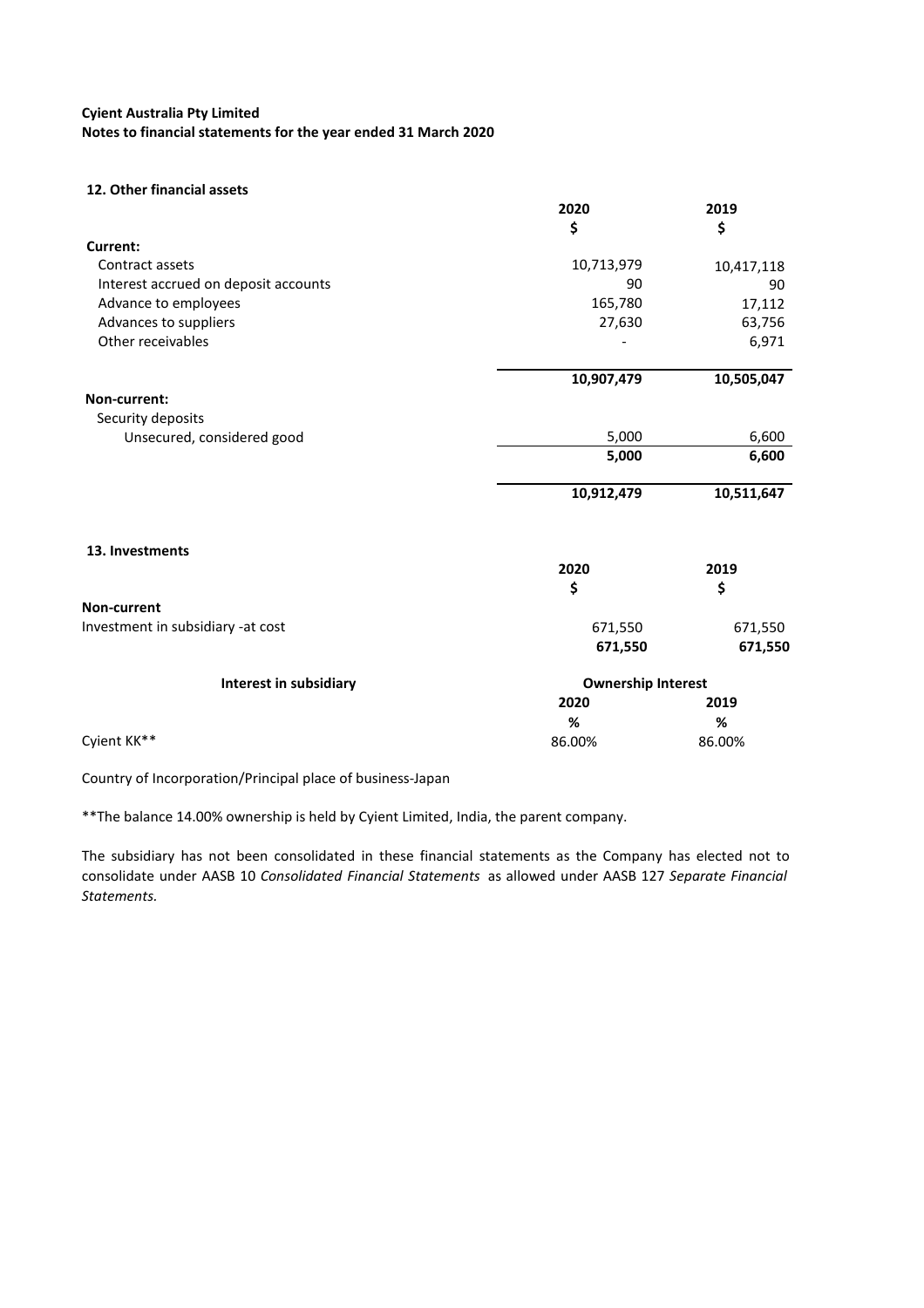**Cyient Australia Pty Limited**
**Notes to financial statements for the year ended 31 March 2020**

### 12. Other financial assets

| | 2020 | 2019 |
|---|---|---|
| | $ | $ |
| **Current:** | | |
| Contract assets | 10,713,979 | 10,417,118 |
| Interest accrued on deposit accounts | 90 | 90 |
| Advance to employees | 165,780 | 17,112 |
| Advances to suppliers | 27,630 | 63,756 |
| Other receivables | - | 6,971 |
| | **10,907,479** | **10,505,047** |
| **Non-current:** | | |
| Security deposits | | |
| Unsecured, considered good | 5,000 | 6,600 |
| | **5,000** | **6,600** |
| | **10,912,479** | **10,511,647** |

### 13. Investments

| | 2020 | 2019 |
|---|---|---|
| | $ | $ |
| **Non-current** | | |
| Investment in subsidiary -at cost | 671,550 | 671,550 |
| | **671,550** | **671,550** |

| **Interest in subsidiary** | **Ownership Interest** | |
|---|---|---|
| | **2020** | **2019** |
| | **%** | **%** |
| Cyient KK** | 86.00% | 86.00% |

Country of Incorporation/Principal place of business-Japan

**The balance 14.00% ownership is held by Cyient Limited, India, the parent company.

The subsidiary has not been consolidated in these financial statements as the Company has elected not to consolidate under AASB 10 *Consolidated Financial Statements* as allowed under AASB 127 *Separate Financial Statements.*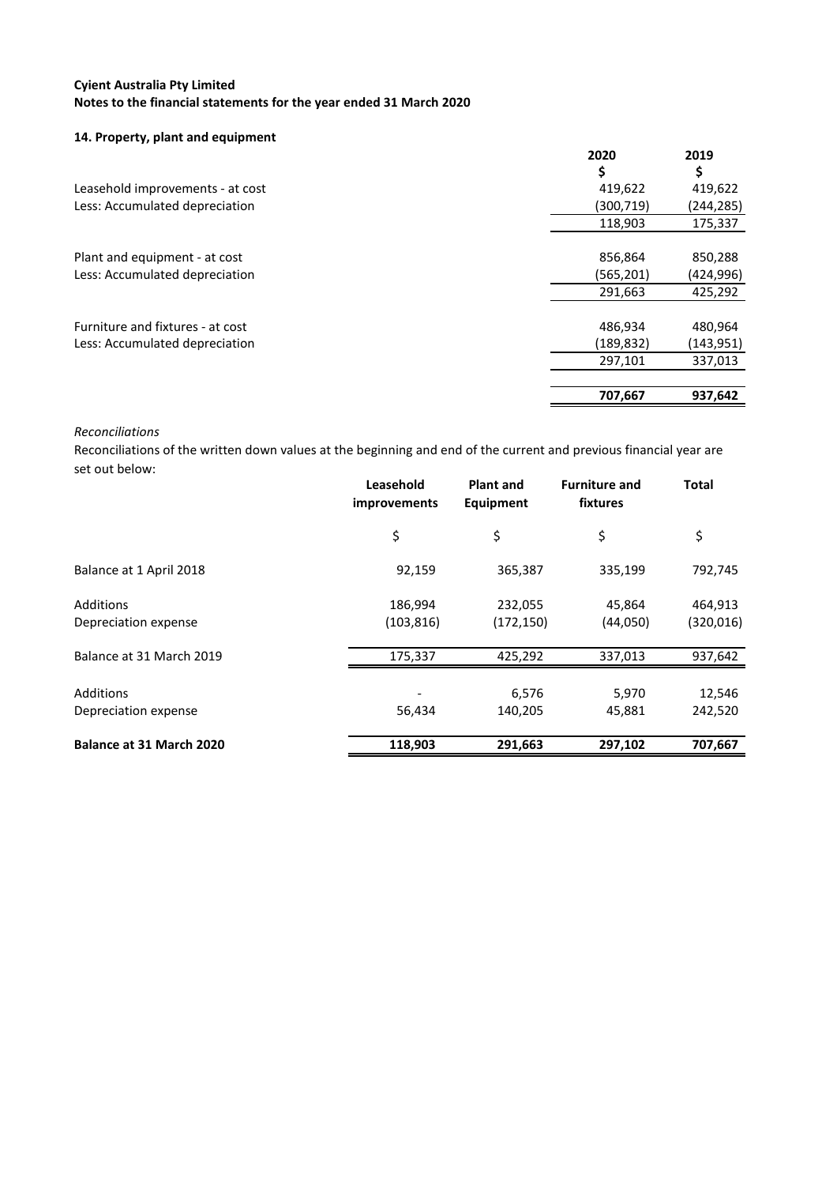**Cyient Australia Pty Limited**
**Notes to the financial statements for the year ended 31 March 2020**

### 14. Property, plant and equipment

| | 2020 | 2019 |
|---|---|---|
| | $ | $ |
| Leasehold improvements - at cost | 419,622 | 419,622 |
| Less: Accumulated depreciation | (300,719) | (244,285) |
| | 118,903 | 175,337 |
| | | |
| Plant and equipment - at cost | 856,864 | 850,288 |
| Less: Accumulated depreciation | (565,201) | (424,996) |
| | 291,663 | 425,292 |
| | | |
| Furniture and fixtures - at cost | 486,934 | 480,964 |
| Less: Accumulated depreciation | (189,832) | (143,951) |
| | 297,101 | 337,013 |
| | | |
| | **707,667** | **937,642** |

*Reconciliations*

Reconciliations of the written down values at the beginning and end of the current and previous financial year are set out below:

| | Leasehold improvements | Plant and Equipment | Furniture and fixtures | Total |
|---|---|---|---|---|
| | $ | $ | $ | $ |
| Balance at 1 April 2018 | 92,159 | 365,387 | 335,199 | 792,745 |
| Additions | 186,994 | 232,055 | 45,864 | 464,913 |
| Depreciation expense | (103,816) | (172,150) | (44,050) | (320,016) |
| Balance at 31 March 2019 | 175,337 | 425,292 | 337,013 | 937,642 |
| Additions | - | 6,576 | 5,970 | 12,546 |
| Depreciation expense | 56,434 | 140,205 | 45,881 | 242,520 |
| **Balance at 31 March 2020** | **118,903** | **291,663** | **297,102** | **707,667** |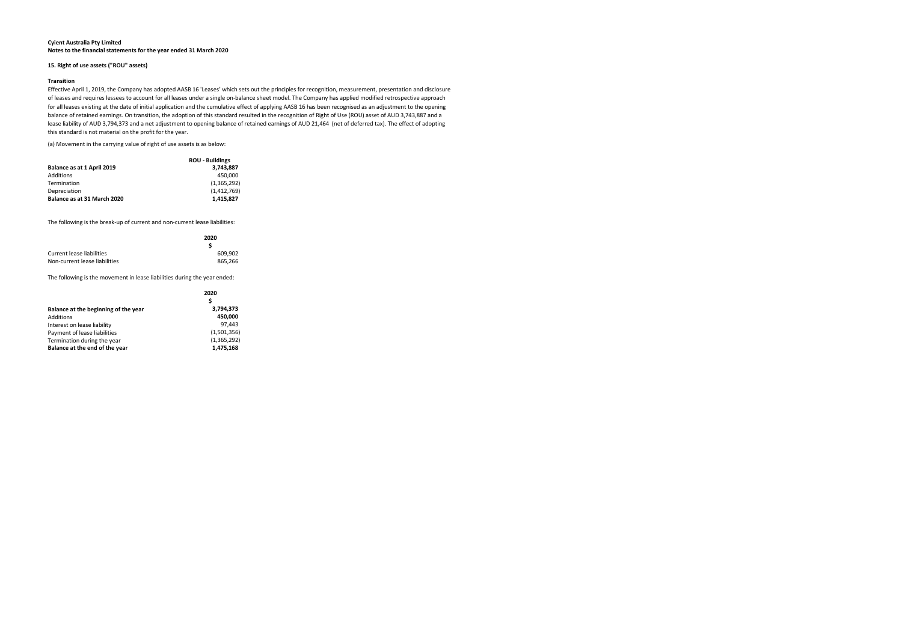**Cyient Australia Pty Limited**
**Notes to the financial statements for the year ended 31 March 2020**

## 15. Right of use assets ("ROU" assets)

**Transition**

Effective April 1, 2019, the Company has adopted AASB 16 'Leases' which sets out the principles for recognition, measurement, presentation and disclosure of leases and requires lessees to account for all leases under a single on-balance sheet model. The Company has applied modified retrospective approach for all leases existing at the date of initial application and the cumulative effect of applying AASB 16 has been recognised as an adjustment to the opening balance of retained earnings. On transition, the adoption of this standard resulted in the recognition of Right of Use (ROU) asset of AUD 3,743,887 and a lease liability of AUD 3,794,373 and a net adjustment to opening balance of retained earnings of AUD 21,464 (net of deferred tax). The effect of adopting this standard is not material on the profit for the year.

(a) Movement in the carrying value of right of use assets is as below:

| | ROU - Buildings |
|---|---|
| **Balance as at 1 April 2019** | **3,743,887** |
| Additions | 450,000 |
| Termination | (1,365,292) |
| Depreciation | (1,412,769) |
| **Balance as at 31 March 2020** | **1,415,827** |

The following is the break-up of current and non-current lease liabilities:

| | 2020 |
|---|---|
| | $ |
| Current lease liabilities | 609,902 |
| Non-current lease liabilities | 865,266 |

The following is the movement in lease liabilities during the year ended:

| | 2020 |
|---|---|
| | $ |
| **Balance at the beginning of the year** | **3,794,373** |
| Additions | **450,000** |
| Interest on lease liability | 97,443 |
| Payment of lease liabilities | (1,501,356) |
| Termination during the year | (1,365,292) |
| **Balance at the end of the year** | **1,475,168** |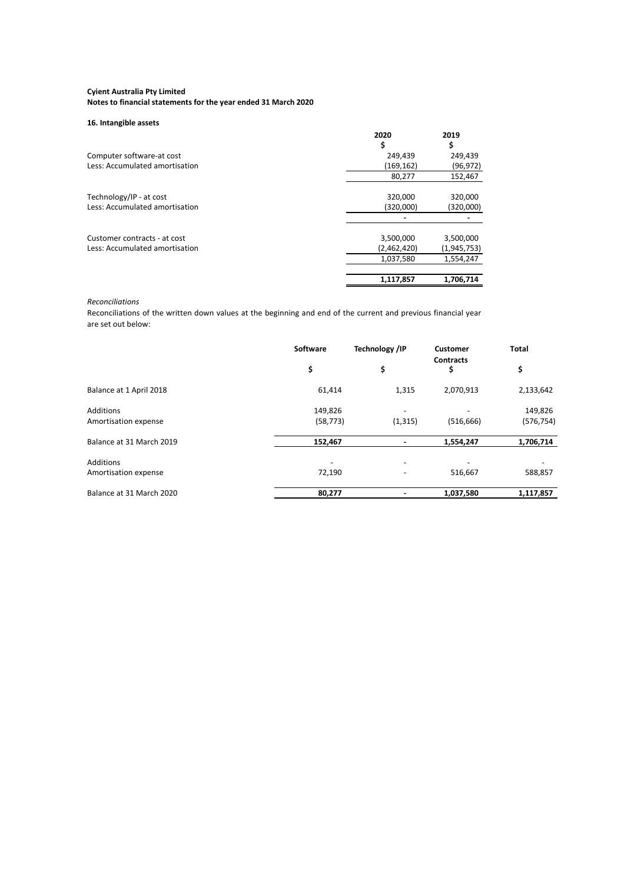**Cyient Australia Pty Limited**
**Notes to financial statements for the year ended 31 March 2020**

### 16. Intangible assets

| | 2020 | 2019 |
|---|---|---|
| | $ | $ |
| Computer software-at cost | 249,439 | 249,439 |
| Less: Accumulated amortisation | (169,162) | (96,972) |
| | 80,277 | 152,467 |
| Technology/IP - at cost | 320,000 | 320,000 |
| Less: Accumulated amortisation | (320,000) | (320,000) |
| | - | - |
| Customer contracts - at cost | 3,500,000 | 3,500,000 |
| Less: Accumulated amortisation | (2,462,420) | (1,945,753) |
| | 1,037,580 | 1,554,247 |
| | **1,117,857** | **1,706,714** |

*Reconciliations*

Reconciliations of the written down values at the beginning and end of the current and previous financial year are set out below:

| | Software | Technology /IP | Customer Contracts | Total |
|---|---|---|---|---|
| | $ | $ | $ | $ |
| Balance at 1 April 2018 | 61,414 | 1,315 | 2,070,913 | 2,133,642 |
| Additions | 149,826 | - | - | 149,826 |
| Amortisation expense | (58,773) | (1,315) | (516,666) | (576,754) |
| Balance at 31 March 2019 | **152,467** | **-** | **1,554,247** | **1,706,714** |
| Additions | - | - | - | - |
| Amortisation expense | 72,190 | - | 516,667 | 588,857 |
| Balance at 31 March 2020 | **80,277** | **-** | **1,037,580** | **1,117,857** |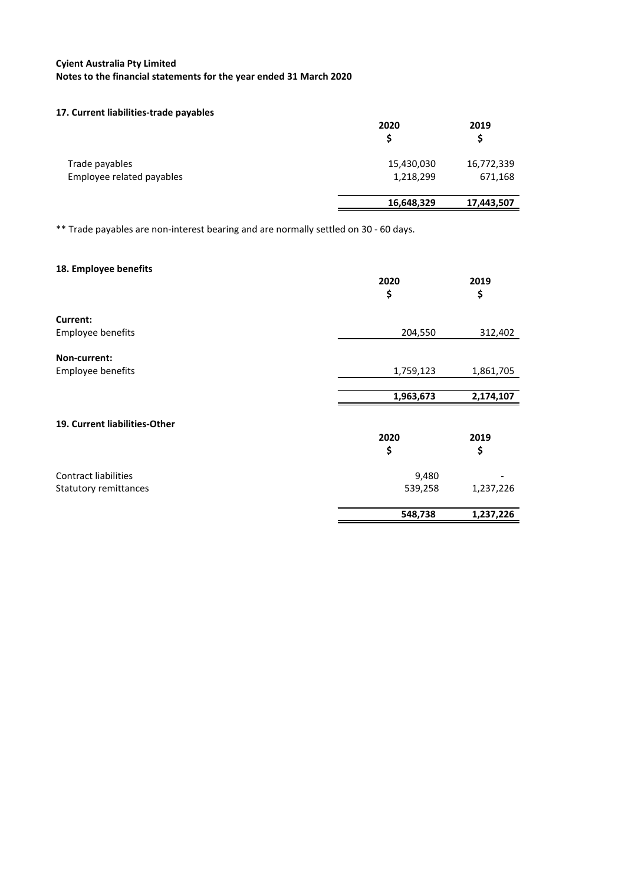**Cyient Australia Pty Limited**
**Notes to the financial statements for the year ended 31 March 2020**

### 17. Current liabilities-trade payables

| | 2020<br>$ | 2019<br>$ |
|---|---|---|
| Trade payables | 15,430,030 | 16,772,339 |
| Employee related payables | 1,218,299 | 671,168 |
| | **16,648,329** | **17,443,507** |

** Trade payables are non-interest bearing and are normally settled on 30 - 60 days.

### 18. Employee benefits

| | 2020<br>$ | 2019<br>$ |
|---|---|---|
| **Current:** | | |
| Employee benefits | 204,550 | 312,402 |
| **Non-current:** | | |
| Employee benefits | 1,759,123 | 1,861,705 |
| | **1,963,673** | **2,174,107** |

### 19. Current liabilities-Other

| | 2020<br>$ | 2019<br>$ |
|---|---|---|
| Contract liabilities | 9,480 | - |
| Statutory remittances | 539,258 | 1,237,226 |
| | **548,738** | **1,237,226** |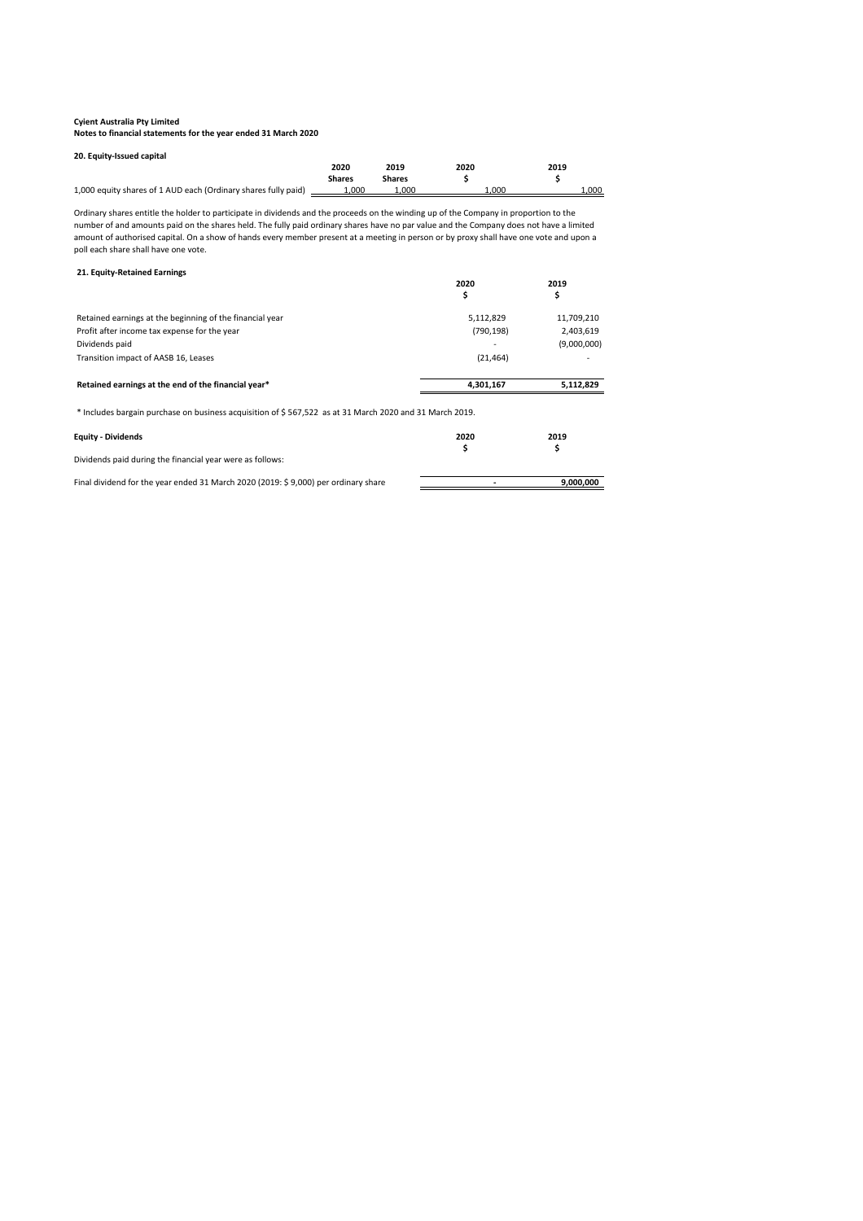**Cyient Australia Pty Limited**
**Notes to financial statements for the year ended 31 March 2020**

**20. Equity-Issued capital**

| | 2020 Shares | 2019 Shares | 2020 $ | 2019 $ |
|---|---|---|---|---|
| 1,000 equity shares of 1 AUD each (Ordinary shares fully paid) | 1,000 | 1,000 | 1,000 | 1,000 |

Ordinary shares entitle the holder to participate in dividends and the proceeds on the winding up of the Company in proportion to the number of and amounts paid on the shares held. The fully paid ordinary shares have no par value and the Company does not have a limited amount of authorised capital. On a show of hands every member present at a meeting in person or by proxy shall have one vote and upon a poll each share shall have one vote.

**21. Equity-Retained Earnings**

| | 2020 $ | 2019 $ |
|---|---|---|
| Retained earnings at the beginning of the financial year | 5,112,829 | 11,709,210 |
| Profit after income tax expense for the year | (790,198) | 2,403,619 |
| Dividends paid | - | (9,000,000) |
| Transition impact of AASB 16, Leases | (21,464) | - |
| **Retained earnings at the end of the financial year*** | **4,301,167** | **5,112,829** |

\* Includes bargain purchase on business acquisition of $ 567,522 as at 31 March 2020 and 31 March 2019.

**Equity - Dividends**

| | 2020 $ | 2019 $ |
|---|---|---|
| Dividends paid during the financial year were as follows: | | |
| Final dividend for the year ended 31 March 2020 (2019: $ 9,000) per ordinary share | **-** | **9,000,000** |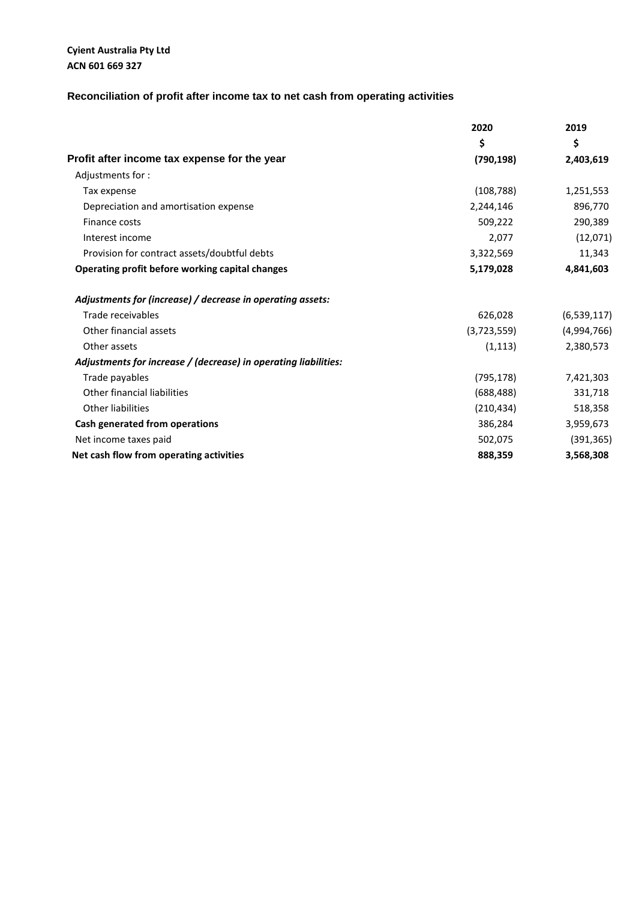**Cyient Australia Pty Ltd**
**ACN 601 669 327**

## Reconciliation of profit after income tax to net cash from operating activities

| | 2020 | 2019 |
|---|---|---|
| | $ | $ |
| **Profit after income tax expense for the year** | **(790,198)** | **2,403,619** |
| Adjustments for : | | |
| Tax expense | (108,788) | 1,251,553 |
| Depreciation and amortisation expense | 2,244,146 | 896,770 |
| Finance costs | 509,222 | 290,389 |
| Interest income | 2,077 | (12,071) |
| Provision for contract assets/doubtful debts | 3,322,569 | 11,343 |
| **Operating profit before working capital changes** | **5,179,028** | **4,841,603** |
| | | |
| ***Adjustments for (increase) / decrease in operating assets:*** | | |
| Trade receivables | 626,028 | (6,539,117) |
| Other financial assets | (3,723,559) | (4,994,766) |
| Other assets | (1,113) | 2,380,573 |
| ***Adjustments for increase / (decrease) in operating liabilities:*** | | |
| Trade payables | (795,178) | 7,421,303 |
| Other financial liabilities | (688,488) | 331,718 |
| Other liabilities | (210,434) | 518,358 |
| **Cash generated from operations** | 386,284 | 3,959,673 |
| Net income taxes paid | 502,075 | (391,365) |
| **Net cash flow from operating activities** | **888,359** | **3,568,308** |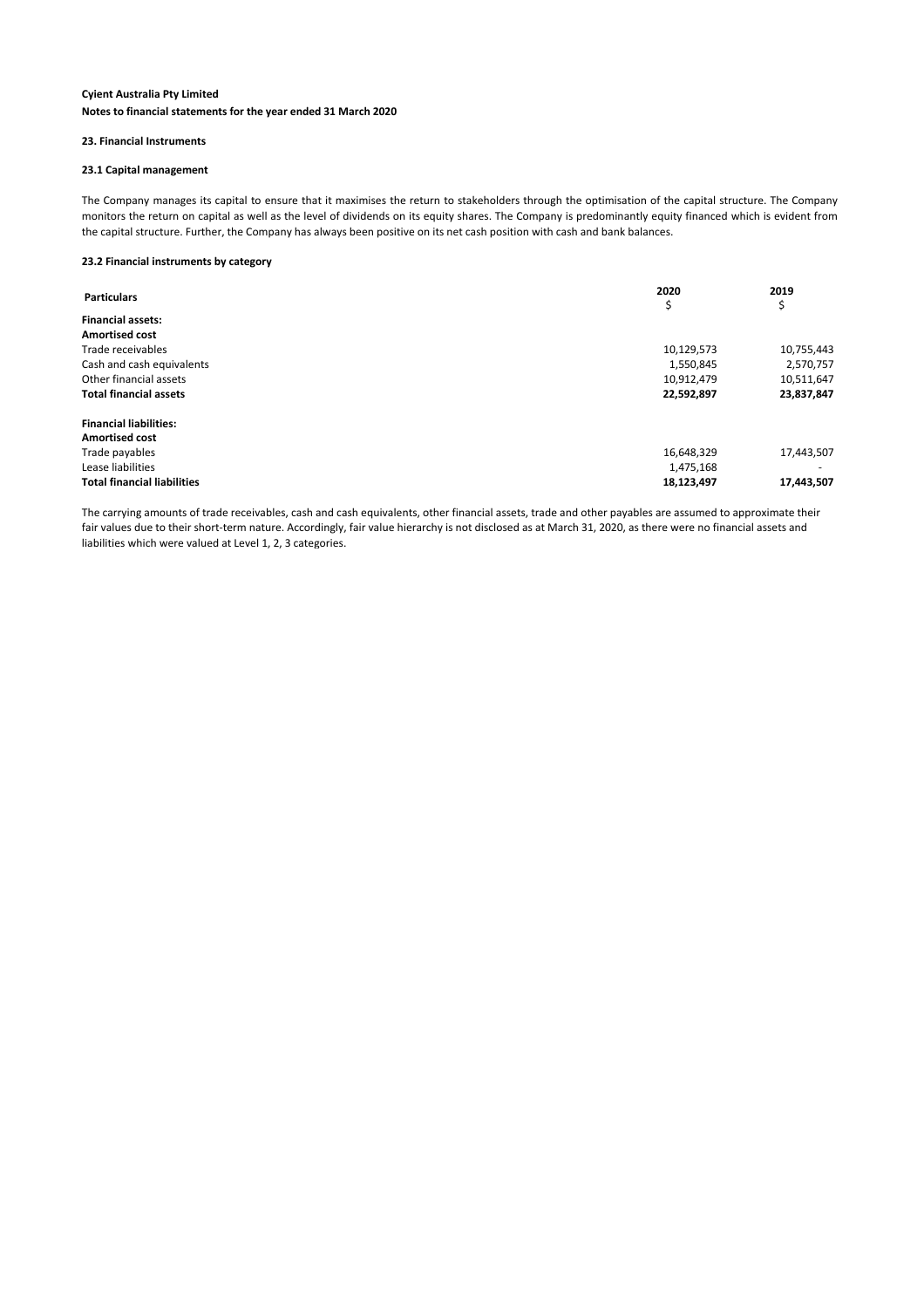**Cyient Australia Pty Limited**
**Notes to financial statements for the year ended 31 March 2020**

### 23. Financial Instruments

#### 23.1 Capital management

The Company manages its capital to ensure that it maximises the return to stakeholders through the optimisation of the capital structure. The Company monitors the return on capital as well as the level of dividends on its equity shares. The Company is predominantly equity financed which is evident from the capital structure. Further, the Company has always been positive on its net cash position with cash and bank balances.

#### 23.2 Financial instruments by category

| Particulars | 2020<br>$ | 2019<br>$ |
|---|---|---|
| **Financial assets:** | | |
| **Amortised cost** | | |
| Trade receivables | 10,129,573 | 10,755,443 |
| Cash and cash equivalents | 1,550,845 | 2,570,757 |
| Other financial assets | 10,912,479 | 10,511,647 |
| **Total financial assets** | **22,592,897** | **23,837,847** |
| **Financial liabilities:** | | |
| **Amortised cost** | | |
| Trade payables | 16,648,329 | 17,443,507 |
| Lease liabilities | 1,475,168 | - |
| **Total financial liabilities** | **18,123,497** | **17,443,507** |

The carrying amounts of trade receivables, cash and cash equivalents, other financial assets, trade and other payables are assumed to approximate their fair values due to their short-term nature. Accordingly, fair value hierarchy is not disclosed as at March 31, 2020, as there were no financial assets and liabilities which were valued at Level 1, 2, 3 categories.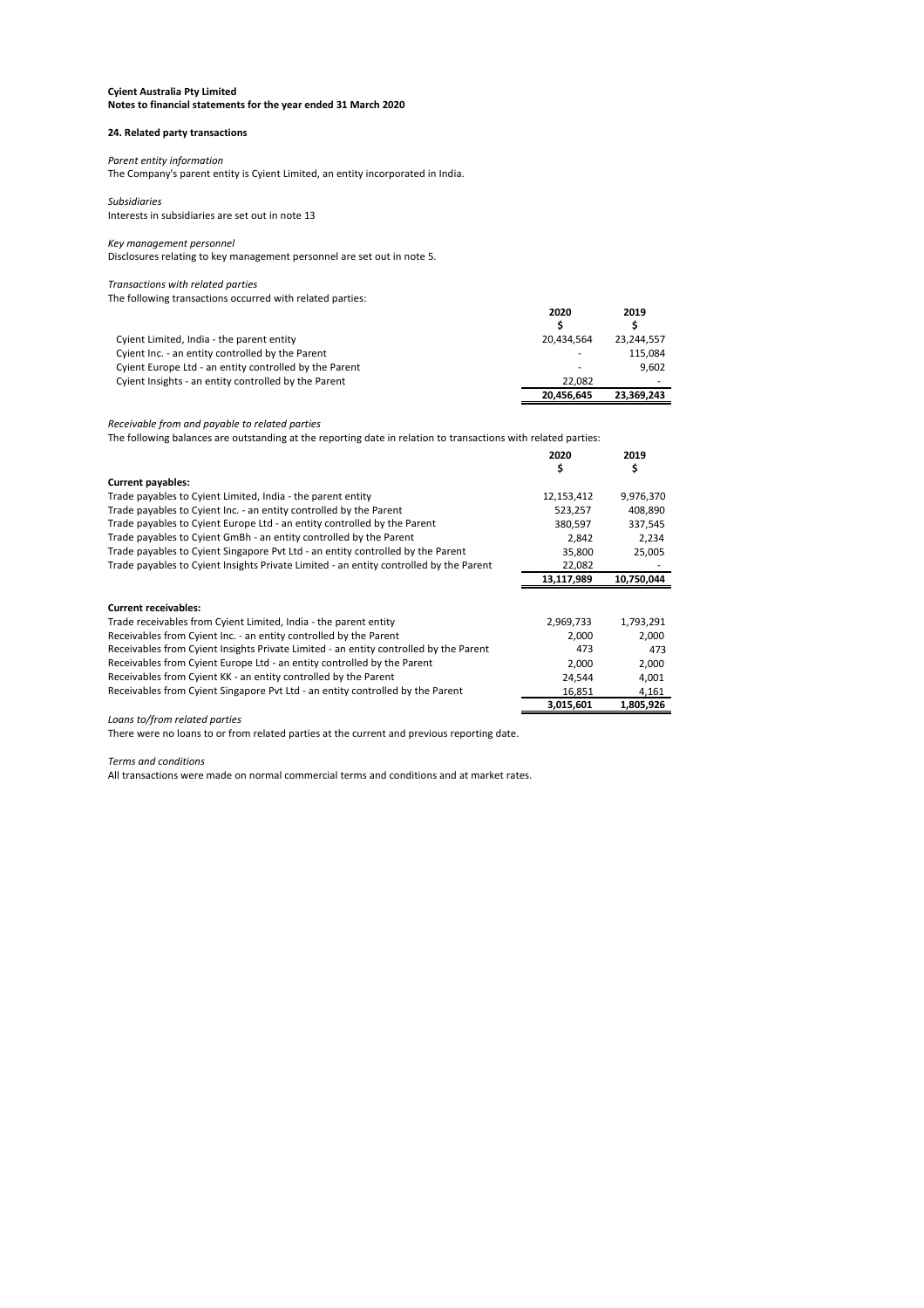**Cyient Australia Pty Limited**
**Notes to financial statements for the year ended 31 March 2020**

## 24. Related party transactions

*Parent entity information*
The Company's parent entity is Cyient Limited, an entity incorporated in India.

*Subsidiaries*
Interests in subsidiaries are set out in note 13

*Key management personnel*
Disclosures relating to key management personnel are set out in note 5.

*Transactions with related parties*
The following transactions occurred with related parties:

| | 2020 | 2019 |
|---|---|---|
| | $ | $ |
| Cyient Limited, India - the parent entity | 20,434,564 | 23,244,557 |
| Cyient Inc. - an entity controlled by the Parent | - | 115,084 |
| Cyient Europe Ltd - an entity controlled by the Parent | - | 9,602 |
| Cyient Insights - an entity controlled by the Parent | 22,082 | - |
| | **20,456,645** | **23,369,243** |

*Receivable from and payable to related parties*
The following balances are outstanding at the reporting date in relation to transactions with related parties:

| | 2020 | 2019 |
|---|---|---|
| | $ | $ |
| **Current payables:** | | |
| Trade payables to Cyient Limited, India - the parent entity | 12,153,412 | 9,976,370 |
| Trade payables to Cyient Inc. - an entity controlled by the Parent | 523,257 | 408,890 |
| Trade payables to Cyient Europe Ltd - an entity controlled by the Parent | 380,597 | 337,545 |
| Trade payables to Cyient GmBh - an entity controlled by the Parent | 2,842 | 2,234 |
| Trade payables to Cyient Singapore Pvt Ltd - an entity controlled by the Parent | 35,800 | 25,005 |
| Trade payables to Cyient Insights Private Limited - an entity controlled by the Parent | 22,082 | - |
| | **13,117,989** | **10,750,044** |
| **Current receivables:** | | |
| Trade receivables from Cyient Limited, India - the parent entity | 2,969,733 | 1,793,291 |
| Receivables from Cyient Inc. - an entity controlled by the Parent | 2,000 | 2,000 |
| Receivables from Cyient Insights Private Limited - an entity controlled by the Parent | 473 | 473 |
| Receivables from Cyient Europe Ltd - an entity controlled by the Parent | 2,000 | 2,000 |
| Receivables from Cyient KK - an entity controlled by the Parent | 24,544 | 4,001 |
| Receivables from Cyient Singapore Pvt Ltd - an entity controlled by the Parent | 16,851 | 4,161 |
| | **3,015,601** | **1,805,926** |

*Loans to/from related parties*
There were no loans to or from related parties at the current and previous reporting date.

*Terms and conditions*
All transactions were made on normal commercial terms and conditions and at market rates.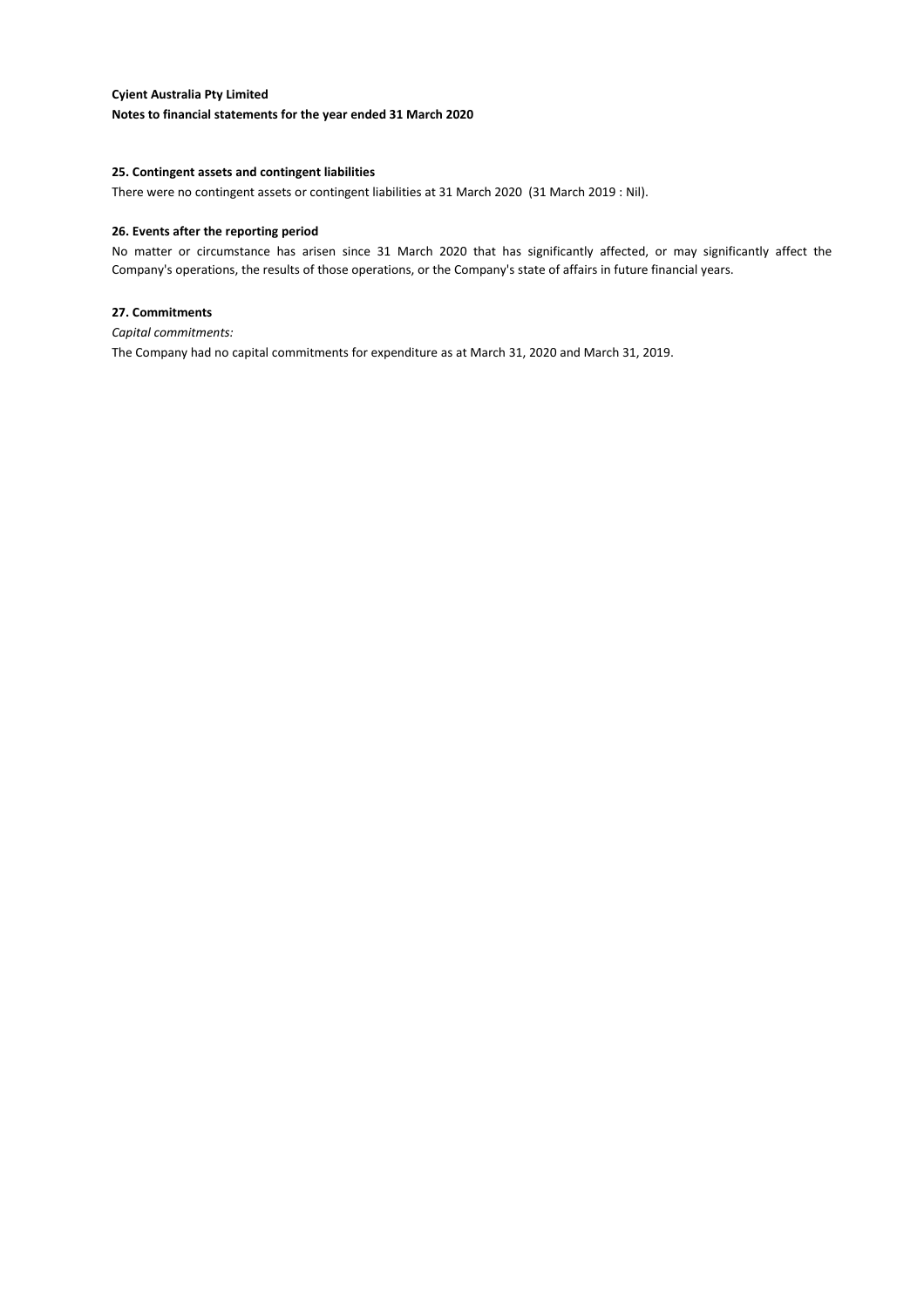**Cyient Australia Pty Limited**

**Notes to financial statements for the year ended 31 March 2020**

### 25. Contingent assets and contingent liabilities

There were no contingent assets or contingent liabilities at 31 March 2020 (31 March 2019 : Nil).

### 26. Events after the reporting period

No matter or circumstance has arisen since 31 March 2020 that has significantly affected, or may significantly affect the Company's operations, the results of those operations, or the Company's state of affairs in future financial years.

### 27. Commitments

*Capital commitments:*

The Company had no capital commitments for expenditure as at March 31, 2020 and March 31, 2019.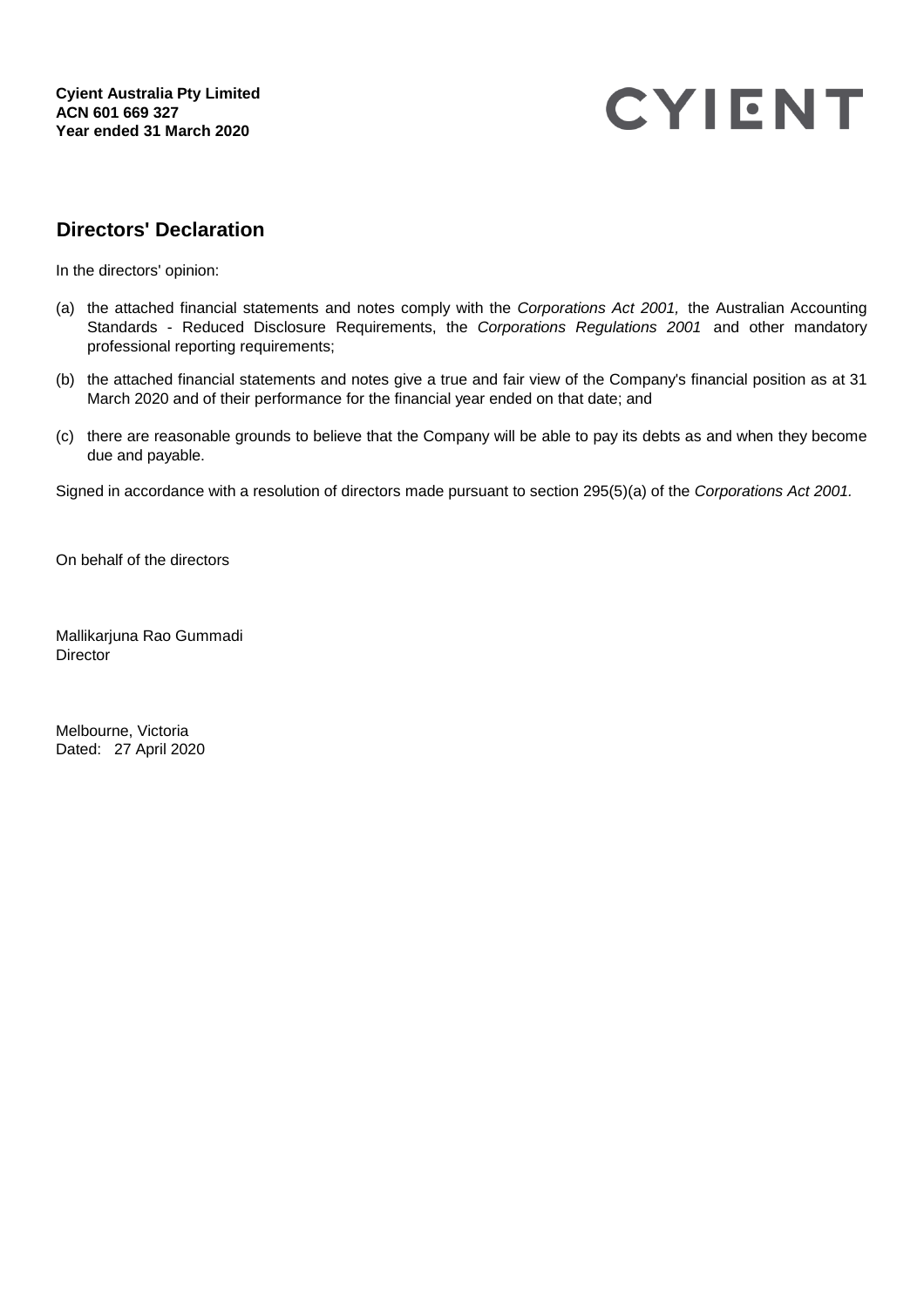**Cyient Australia Pty Limited**
**ACN 601 669 327**
**Year ended 31 March 2020**

CYIENT

## Directors' Declaration

In the directors' opinion:

(a) the attached financial statements and notes comply with the *Corporations Act 2001,* the Australian Accounting Standards - Reduced Disclosure Requirements, the *Corporations Regulations 2001* and other mandatory professional reporting requirements;

(b) the attached financial statements and notes give a true and fair view of the Company's financial position as at 31 March 2020 and of their performance for the financial year ended on that date; and

(c) there are reasonable grounds to believe that the Company will be able to pay its debts as and when they become due and payable.

Signed in accordance with a resolution of directors made pursuant to section 295(5)(a) of the *Corporations Act 2001.*

On behalf of the directors

Mallikarjuna Rao Gummadi
Director

Melbourne, Victoria
Dated: 27 April 2020